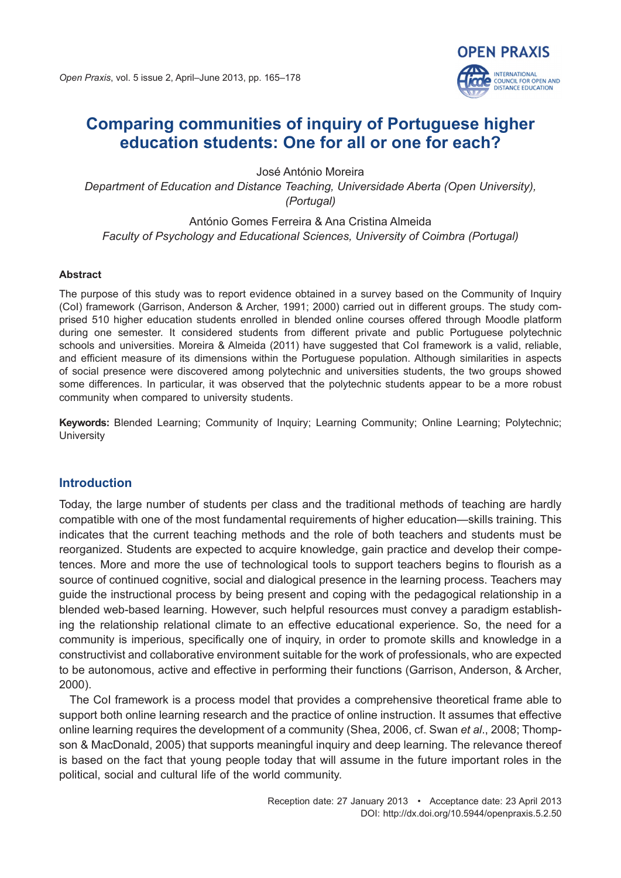# Comparing communities of inquiry of Portuguese higher education students: One for all or one for each?

José António Moreira

*Department of Education and Distance Teaching, Universidade Aberta (Open University), (Portugal)*

António Gomes Ferreira & Ana Cristina Almeida

*Faculty of Psychology and Educational Sciences, University of Coimbra (Portugal)*

**Abstract**

The purpose of this study was to report evidence obtained in a survey based on the Community of Inquiry (CoI) framework (Garrison, Anderson & Archer, 1991; 2000) carried out in different groups. The study comprised 510 higher education students enrolled in blended online courses offered through Moodle platform during one semester. It considered students from different private and public Portuguese polytechnic schools and universities. Moreira & Almeida (2011) have suggested that CoI framework is a valid, reliable, and efficient measure of its dimensions within the Portuguese population. Although similarities in aspects of social presence were discovered among polytechnic and universities students, the two groups showed some differences. In particular, it was observed that the polytechnic students appear to be a more robust community when compared to university students.

**Keywords:** Blended Learning; Community of Inquiry; Learning Community; Online Learning; Polytechnic; University

## Introduction

Today, the large number of students per class and the traditional methods of teaching are hardly compatible with one of the most fundamental requirements of higher education—skills training. This indicates that the current teaching methods and the role of both teachers and students must be reorganized. Students are expected to acquire knowledge, gain practice and develop their competences. More and more the use of technological tools to support teachers begins to flourish as a source of continued cognitive, social and dialogical presence in the learning process. Teachers may guide the instructional process by being present and coping with the pedagogical relationship in a blended web-based learning. However, such helpful resources must convey a paradigm establishing the relationship relational climate to an effective educational experience. So, the need for a community is imperious, specifically one of inquiry, in order to promote skills and knowledge in a constructivist and collaborative environment suitable for the work of professionals, who are expected to be autonomous, active and effective in performing their functions (Garrison, Anderson, & Archer, 2000).

The CoI framework is a process model that provides a comprehensive theoretical frame able to support both online learning research and the practice of online instruction. It assumes that effective online learning requires the development of a community (Shea, 2006, cf. Swan *et al*., 2008; Thompson & MacDonald, 2005) that supports meaningful inquiry and deep learning. The relevance thereof is based on the fact that young people today that will assume in the future important roles in the political, social and cultural life of the world community.

Reception date: 27 January 2013 • Acceptance date: 23 April 2013
DOI: http://dx.doi.org/10.5944/openpraxis.5.2.50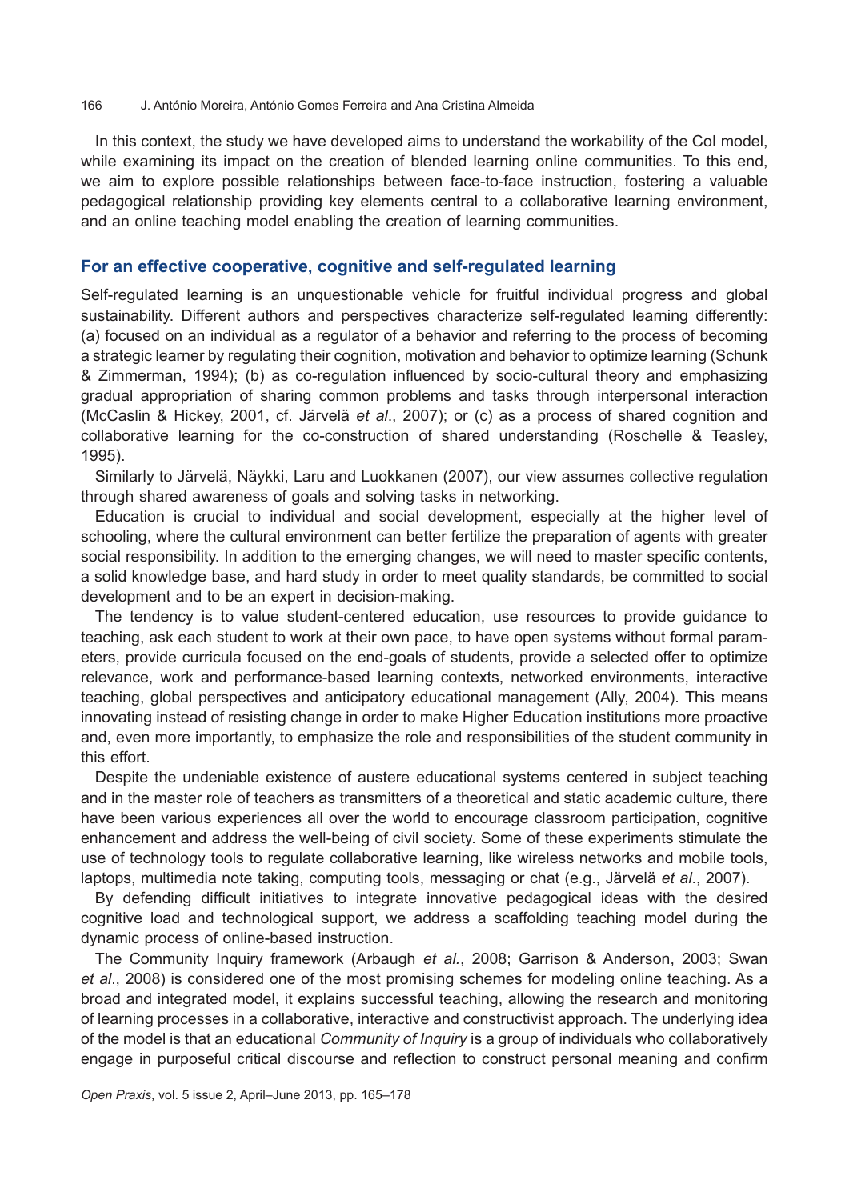In this context, the study we have developed aims to understand the workability of the CoI model, while examining its impact on the creation of blended learning online communities. To this end, we aim to explore possible relationships between face-to-face instruction, fostering a valuable pedagogical relationship providing key elements central to a collaborative learning environment, and an online teaching model enabling the creation of learning communities.

## For an effective cooperative, cognitive and self-regulated learning

Self-regulated learning is an unquestionable vehicle for fruitful individual progress and global sustainability. Different authors and perspectives characterize self-regulated learning differently: (a) focused on an individual as a regulator of a behavior and referring to the process of becoming a strategic learner by regulating their cognition, motivation and behavior to optimize learning (Schunk & Zimmerman, 1994); (b) as co-regulation influenced by socio-cultural theory and emphasizing gradual appropriation of sharing common problems and tasks through interpersonal interaction (McCaslin & Hickey, 2001, cf. Järvelä *et al*., 2007); or (c) as a process of shared cognition and collaborative learning for the co-construction of shared understanding (Roschelle & Teasley, 1995).

Similarly to Järvelä, Näykki, Laru and Luokkanen (2007), our view assumes collective regulation through shared awareness of goals and solving tasks in networking.

Education is crucial to individual and social development, especially at the higher level of schooling, where the cultural environment can better fertilize the preparation of agents with greater social responsibility. In addition to the emerging changes, we will need to master specific contents, a solid knowledge base, and hard study in order to meet quality standards, be committed to social development and to be an expert in decision-making.

The tendency is to value student-centered education, use resources to provide guidance to teaching, ask each student to work at their own pace, to have open systems without formal parameters, provide curricula focused on the end-goals of students, provide a selected offer to optimize relevance, work and performance-based learning contexts, networked environments, interactive teaching, global perspectives and anticipatory educational management (Ally, 2004). This means innovating instead of resisting change in order to make Higher Education institutions more proactive and, even more importantly, to emphasize the role and responsibilities of the student community in this effort.

Despite the undeniable existence of austere educational systems centered in subject teaching and in the master role of teachers as transmitters of a theoretical and static academic culture, there have been various experiences all over the world to encourage classroom participation, cognitive enhancement and address the well-being of civil society. Some of these experiments stimulate the use of technology tools to regulate collaborative learning, like wireless networks and mobile tools, laptops, multimedia note taking, computing tools, messaging or chat (e.g., Järvelä *et al*., 2007).

By defending difficult initiatives to integrate innovative pedagogical ideas with the desired cognitive load and technological support, we address a scaffolding teaching model during the dynamic process of online-based instruction.

The Community Inquiry framework (Arbaugh *et al*., 2008; Garrison & Anderson, 2003; Swan *et al*., 2008) is considered one of the most promising schemes for modeling online teaching. As a broad and integrated model, it explains successful teaching, allowing the research and monitoring of learning processes in a collaborative, interactive and constructivist approach. The underlying idea of the model is that an educational *Community of Inquiry* is a group of individuals who collaboratively engage in purposeful critical discourse and reflection to construct personal meaning and confirm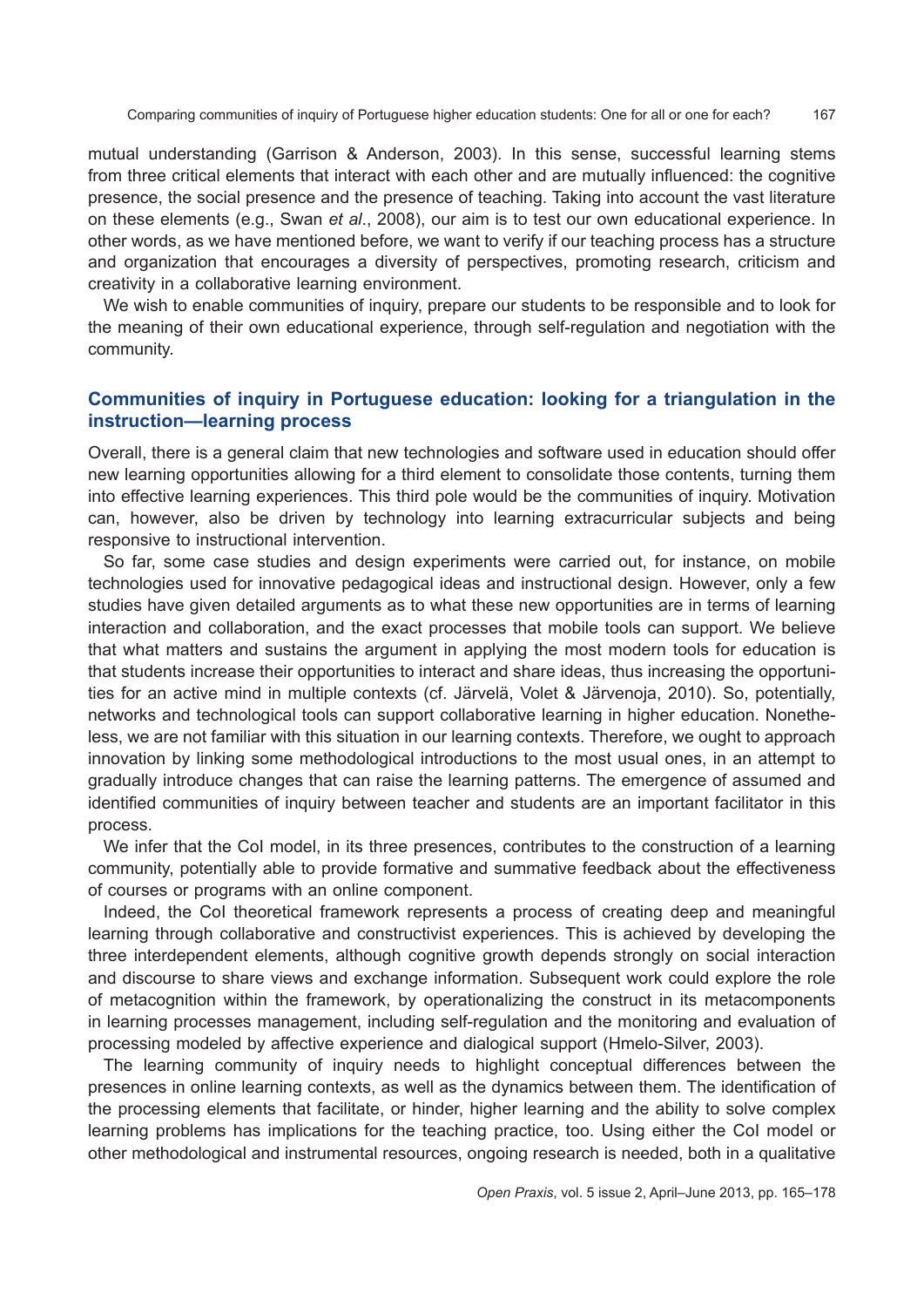mutual understanding (Garrison & Anderson, 2003). In this sense, successful learning stems from three critical elements that interact with each other and are mutually influenced: the cognitive presence, the social presence and the presence of teaching. Taking into account the vast literature on these elements (e.g., Swan *et al*., 2008), our aim is to test our own educational experience. In other words, as we have mentioned before, we want to verify if our teaching process has a structure and organization that encourages a diversity of perspectives, promoting research, criticism and creativity in a collaborative learning environment.

We wish to enable communities of inquiry, prepare our students to be responsible and to look for the meaning of their own educational experience, through self-regulation and negotiation with the community.

## Communities of inquiry in Portuguese education: looking for a triangulation in the instruction—learning process

Overall, there is a general claim that new technologies and software used in education should offer new learning opportunities allowing for a third element to consolidate those contents, turning them into effective learning experiences. This third pole would be the communities of inquiry. Motivation can, however, also be driven by technology into learning extracurricular subjects and being responsive to instructional intervention.

So far, some case studies and design experiments were carried out, for instance, on mobile technologies used for innovative pedagogical ideas and instructional design. However, only a few studies have given detailed arguments as to what these new opportunities are in terms of learning interaction and collaboration, and the exact processes that mobile tools can support. We believe that what matters and sustains the argument in applying the most modern tools for education is that students increase their opportunities to interact and share ideas, thus increasing the opportunities for an active mind in multiple contexts (cf. Järvelä, Volet & Järvenoja, 2010). So, potentially, networks and technological tools can support collaborative learning in higher education. Nonetheless, we are not familiar with this situation in our learning contexts. Therefore, we ought to approach innovation by linking some methodological introductions to the most usual ones, in an attempt to gradually introduce changes that can raise the learning patterns. The emergence of assumed and identified communities of inquiry between teacher and students are an important facilitator in this process.

We infer that the CoI model, in its three presences, contributes to the construction of a learning community, potentially able to provide formative and summative feedback about the effectiveness of courses or programs with an online component.

Indeed, the CoI theoretical framework represents a process of creating deep and meaningful learning through collaborative and constructivist experiences. This is achieved by developing the three interdependent elements, although cognitive growth depends strongly on social interaction and discourse to share views and exchange information. Subsequent work could explore the role of metacognition within the framework, by operationalizing the construct in its metacomponents in learning processes management, including self-regulation and the monitoring and evaluation of processing modeled by affective experience and dialogical support (Hmelo-Silver, 2003).

The learning community of inquiry needs to highlight conceptual differences between the presences in online learning contexts, as well as the dynamics between them. The identification of the processing elements that facilitate, or hinder, higher learning and the ability to solve complex learning problems has implications for the teaching practice, too. Using either the CoI model or other methodological and instrumental resources, ongoing research is needed, both in a qualitative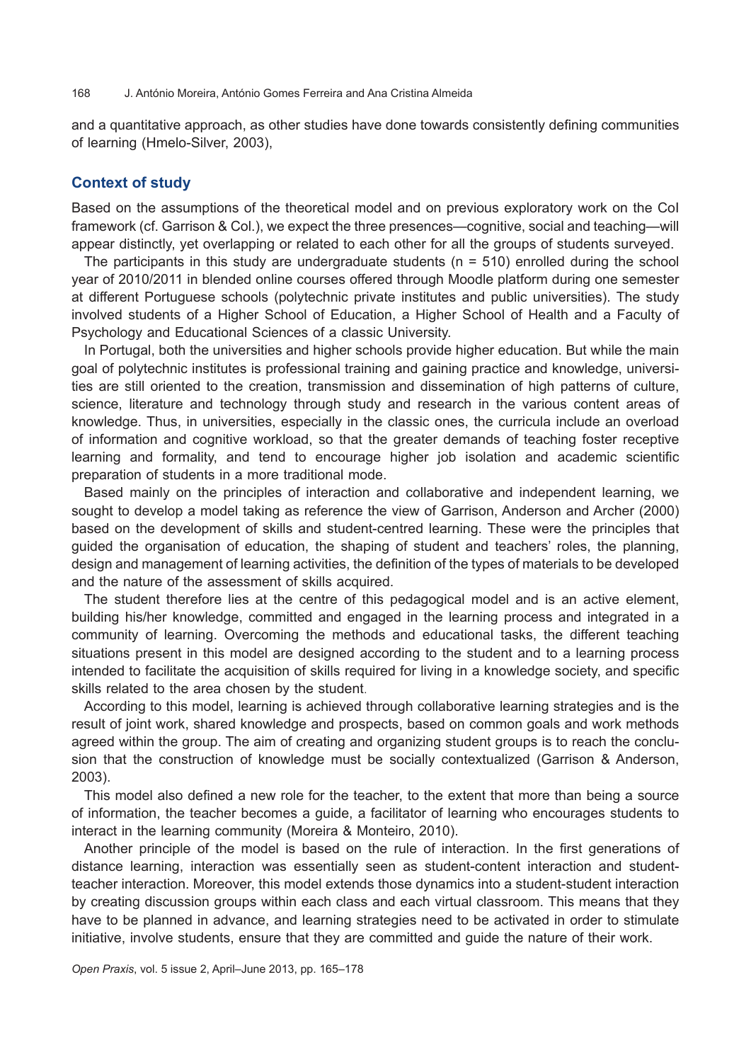and a quantitative approach, as other studies have done towards consistently defining communities of learning (Hmelo-Silver, 2003),

## Context of study

Based on the assumptions of the theoretical model and on previous exploratory work on the CoI framework (cf. Garrison & Col.), we expect the three presences—cognitive, social and teaching—will appear distinctly, yet overlapping or related to each other for all the groups of students surveyed.

The participants in this study are undergraduate students (n = 510) enrolled during the school year of 2010/2011 in blended online courses offered through Moodle platform during one semester at different Portuguese schools (polytechnic private institutes and public universities). The study involved students of a Higher School of Education, a Higher School of Health and a Faculty of Psychology and Educational Sciences of a classic University.

In Portugal, both the universities and higher schools provide higher education. But while the main goal of polytechnic institutes is professional training and gaining practice and knowledge, universities are still oriented to the creation, transmission and dissemination of high patterns of culture, science, literature and technology through study and research in the various content areas of knowledge. Thus, in universities, especially in the classic ones, the curricula include an overload of information and cognitive workload, so that the greater demands of teaching foster receptive learning and formality, and tend to encourage higher job isolation and academic scientific preparation of students in a more traditional mode.

Based mainly on the principles of interaction and collaborative and independent learning, we sought to develop a model taking as reference the view of Garrison, Anderson and Archer (2000) based on the development of skills and student-centred learning. These were the principles that guided the organisation of education, the shaping of student and teachers' roles, the planning, design and management of learning activities, the definition of the types of materials to be developed and the nature of the assessment of skills acquired.

The student therefore lies at the centre of this pedagogical model and is an active element, building his/her knowledge, committed and engaged in the learning process and integrated in a community of learning. Overcoming the methods and educational tasks, the different teaching situations present in this model are designed according to the student and to a learning process intended to facilitate the acquisition of skills required for living in a knowledge society, and specific skills related to the area chosen by the student.

According to this model, learning is achieved through collaborative learning strategies and is the result of joint work, shared knowledge and prospects, based on common goals and work methods agreed within the group. The aim of creating and organizing student groups is to reach the conclusion that the construction of knowledge must be socially contextualized (Garrison & Anderson, 2003).

This model also defined a new role for the teacher, to the extent that more than being a source of information, the teacher becomes a guide, a facilitator of learning who encourages students to interact in the learning community (Moreira & Monteiro, 2010).

Another principle of the model is based on the rule of interaction. In the first generations of distance learning, interaction was essentially seen as student-content interaction and student-teacher interaction. Moreover, this model extends those dynamics into a student-student interaction by creating discussion groups within each class and each virtual classroom. This means that they have to be planned in advance, and learning strategies need to be activated in order to stimulate initiative, involve students, ensure that they are committed and guide the nature of their work.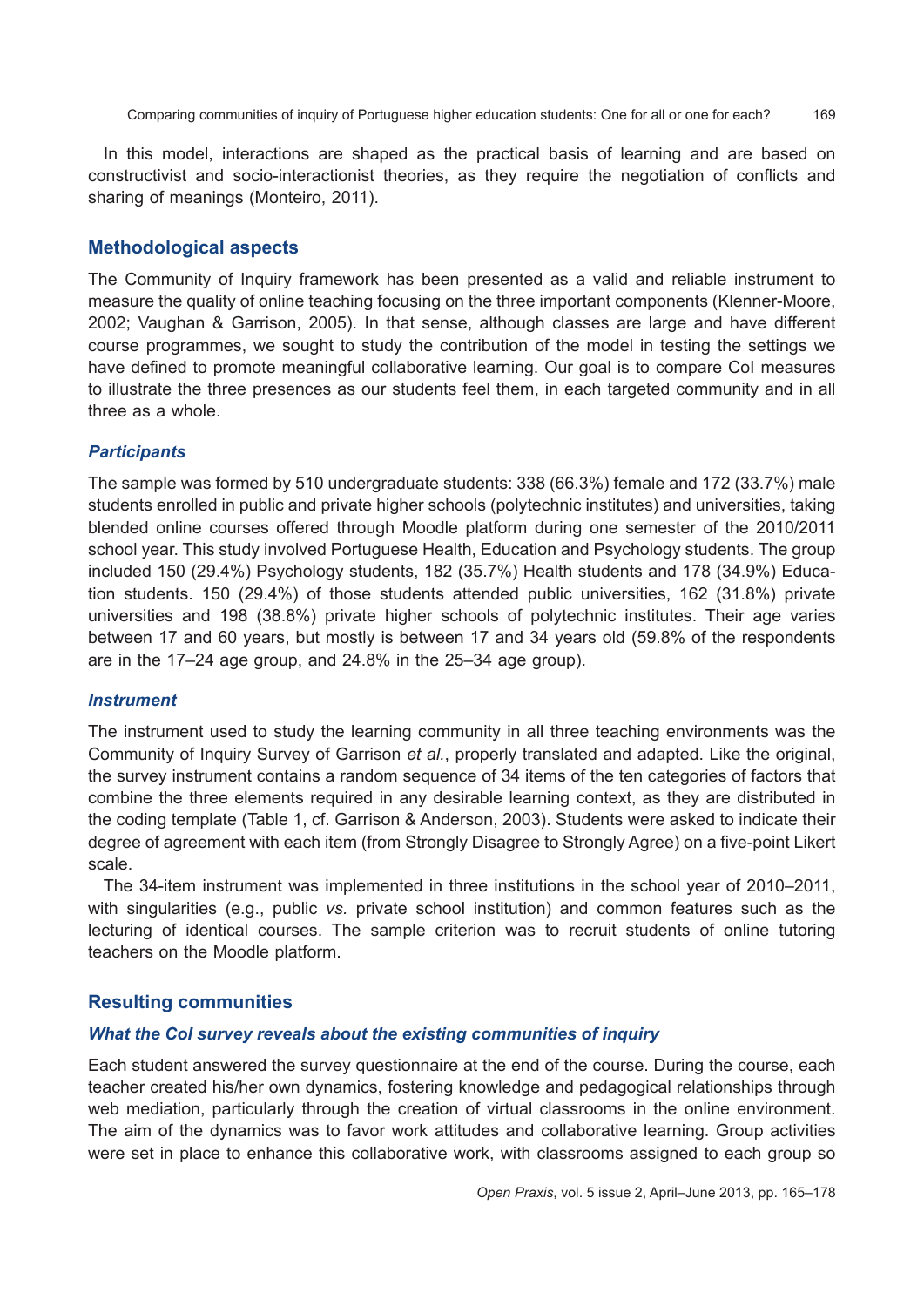In this model, interactions are shaped as the practical basis of learning and are based on constructivist and socio-interactionist theories, as they require the negotiation of conflicts and sharing of meanings (Monteiro, 2011).

## Methodological aspects

The Community of Inquiry framework has been presented as a valid and reliable instrument to measure the quality of online teaching focusing on the three important components (Klenner-Moore, 2002; Vaughan & Garrison, 2005). In that sense, although classes are large and have different course programmes, we sought to study the contribution of the model in testing the settings we have defined to promote meaningful collaborative learning. Our goal is to compare CoI measures to illustrate the three presences as our students feel them, in each targeted community and in all three as a whole.

### *Participants*

The sample was formed by 510 undergraduate students: 338 (66.3%) female and 172 (33.7%) male students enrolled in public and private higher schools (polytechnic institutes) and universities, taking blended online courses offered through Moodle platform during one semester of the 2010/2011 school year. This study involved Portuguese Health, Education and Psychology students. The group included 150 (29.4%) Psychology students, 182 (35.7%) Health students and 178 (34.9%) Education students. 150 (29.4%) of those students attended public universities, 162 (31.8%) private universities and 198 (38.8%) private higher schools of polytechnic institutes. Their age varies between 17 and 60 years, but mostly is between 17 and 34 years old (59.8% of the respondents are in the 17–24 age group, and 24.8% in the 25–34 age group).

### *Instrument*

The instrument used to study the learning community in all three teaching environments was the Community of Inquiry Survey of Garrison *et al.*, properly translated and adapted. Like the original, the survey instrument contains a random sequence of 34 items of the ten categories of factors that combine the three elements required in any desirable learning context, as they are distributed in the coding template (Table 1, cf. Garrison & Anderson, 2003). Students were asked to indicate their degree of agreement with each item (from Strongly Disagree to Strongly Agree) on a five-point Likert scale.

The 34-item instrument was implemented in three institutions in the school year of 2010–2011, with singularities (e.g., public *vs.* private school institution) and common features such as the lecturing of identical courses. The sample criterion was to recruit students of online tutoring teachers on the Moodle platform.

## Resulting communities

### *What the CoI survey reveals about the existing communities of inquiry*

Each student answered the survey questionnaire at the end of the course. During the course, each teacher created his/her own dynamics, fostering knowledge and pedagogical relationships through web mediation, particularly through the creation of virtual classrooms in the online environment. The aim of the dynamics was to favor work attitudes and collaborative learning. Group activities were set in place to enhance this collaborative work, with classrooms assigned to each group so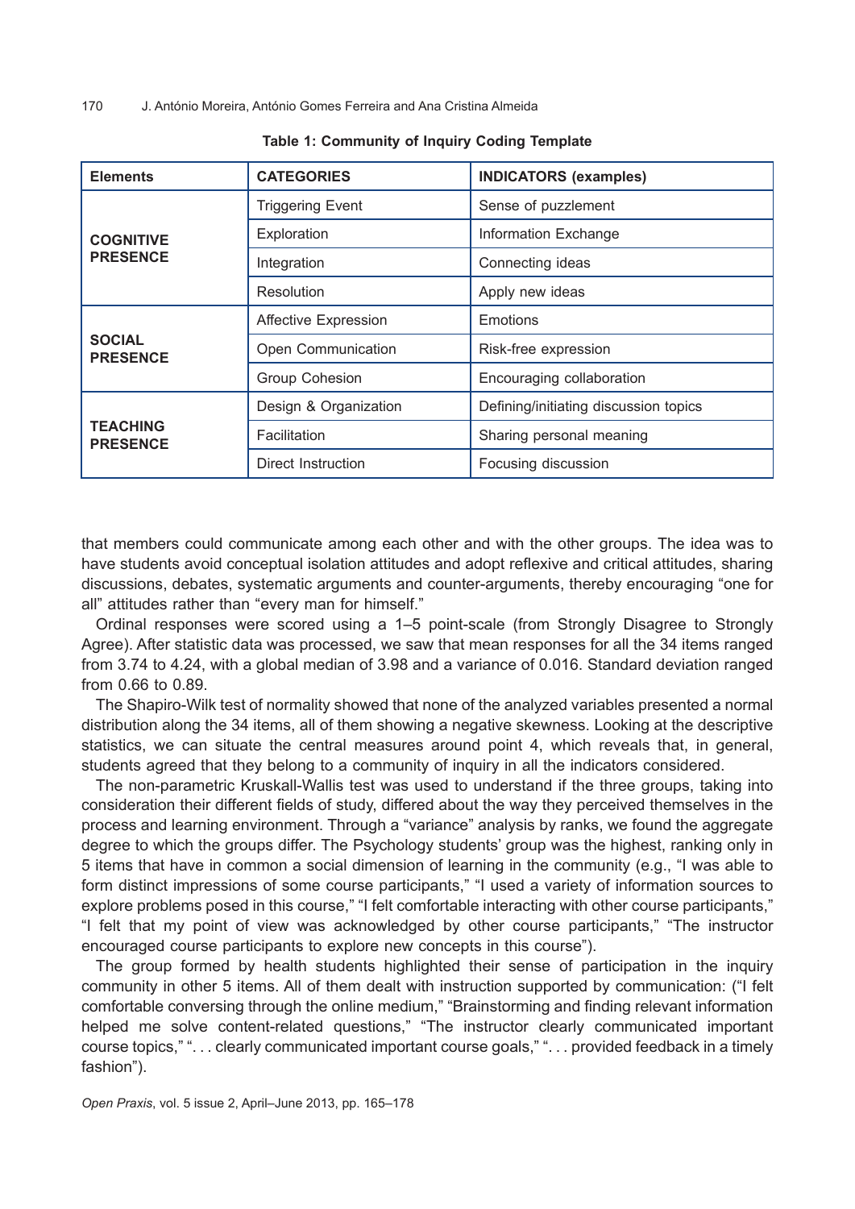**Table 1: Community of Inquiry Coding Template**

| Elements | CATEGORIES | INDICATORS (examples) |
|---|---|---|
| **COGNITIVE PRESENCE** | Triggering Event | Sense of puzzlement |
| | Exploration | Information Exchange |
| | Integration | Connecting ideas |
| | Resolution | Apply new ideas |
| **SOCIAL PRESENCE** | Affective Expression | Emotions |
| | Open Communication | Risk-free expression |
| | Group Cohesion | Encouraging collaboration |
| **TEACHING PRESENCE** | Design & Organization | Defining/initiating discussion topics |
| | Facilitation | Sharing personal meaning |
| | Direct Instruction | Focusing discussion |

that members could communicate among each other and with the other groups. The idea was to have students avoid conceptual isolation attitudes and adopt reflexive and critical attitudes, sharing discussions, debates, systematic arguments and counter-arguments, thereby encouraging "one for all" attitudes rather than "every man for himself."

Ordinal responses were scored using a 1–5 point-scale (from Strongly Disagree to Strongly Agree). After statistic data was processed, we saw that mean responses for all the 34 items ranged from 3.74 to 4.24, with a global median of 3.98 and a variance of 0.016. Standard deviation ranged from 0.66 to 0.89.

The Shapiro-Wilk test of normality showed that none of the analyzed variables presented a normal distribution along the 34 items, all of them showing a negative skewness. Looking at the descriptive statistics, we can situate the central measures around point 4, which reveals that, in general, students agreed that they belong to a community of inquiry in all the indicators considered.

The non-parametric Kruskall-Wallis test was used to understand if the three groups, taking into consideration their different fields of study, differed about the way they perceived themselves in the process and learning environment. Through a "variance" analysis by ranks, we found the aggregate degree to which the groups differ. The Psychology students' group was the highest, ranking only in 5 items that have in common a social dimension of learning in the community (e.g., "I was able to form distinct impressions of some course participants," "I used a variety of information sources to explore problems posed in this course," "I felt comfortable interacting with other course participants," "I felt that my point of view was acknowledged by other course participants," "The instructor encouraged course participants to explore new concepts in this course").

The group formed by health students highlighted their sense of participation in the inquiry community in other 5 items. All of them dealt with instruction supported by communication: ("I felt comfortable conversing through the online medium," "Brainstorming and finding relevant information helped me solve content-related questions," "The instructor clearly communicated important course topics," ". . . clearly communicated important course goals," ". . . provided feedback in a timely fashion").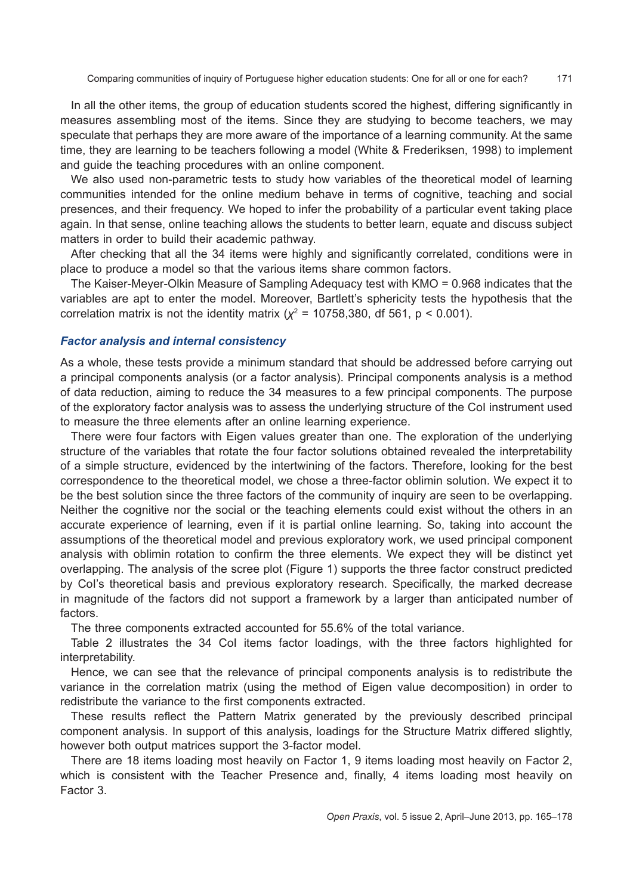In all the other items, the group of education students scored the highest, differing significantly in measures assembling most of the items. Since they are studying to become teachers, we may speculate that perhaps they are more aware of the importance of a learning community. At the same time, they are learning to be teachers following a model (White & Frederiksen, 1998) to implement and guide the teaching procedures with an online component.

We also used non-parametric tests to study how variables of the theoretical model of learning communities intended for the online medium behave in terms of cognitive, teaching and social presences, and their frequency. We hoped to infer the probability of a particular event taking place again. In that sense, online teaching allows the students to better learn, equate and discuss subject matters in order to build their academic pathway.

After checking that all the 34 items were highly and significantly correlated, conditions were in place to produce a model so that the various items share common factors.

The Kaiser-Meyer-Olkin Measure of Sampling Adequacy test with KMO = 0.968 indicates that the variables are apt to enter the model. Moreover, Bartlett's sphericity tests the hypothesis that the correlation matrix is not the identity matrix ($\chi^2$ = 10758,380, df 561, $p < 0.001$).

### *Factor analysis and internal consistency*

As a whole, these tests provide a minimum standard that should be addressed before carrying out a principal components analysis (or a factor analysis). Principal components analysis is a method of data reduction, aiming to reduce the 34 measures to a few principal components. The purpose of the exploratory factor analysis was to assess the underlying structure of the CoI instrument used to measure the three elements after an online learning experience.

There were four factors with Eigen values greater than one. The exploration of the underlying structure of the variables that rotate the four factor solutions obtained revealed the interpretability of a simple structure, evidenced by the intertwining of the factors. Therefore, looking for the best correspondence to the theoretical model, we chose a three-factor oblimin solution. We expect it to be the best solution since the three factors of the community of inquiry are seen to be overlapping. Neither the cognitive nor the social or the teaching elements could exist without the others in an accurate experience of learning, even if it is partial online learning. So, taking into account the assumptions of the theoretical model and previous exploratory work, we used principal component analysis with oblimin rotation to confirm the three elements. We expect they will be distinct yet overlapping. The analysis of the scree plot (Figure 1) supports the three factor construct predicted by CoI's theoretical basis and previous exploratory research. Specifically, the marked decrease in magnitude of the factors did not support a framework by a larger than anticipated number of factors.

The three components extracted accounted for 55.6% of the total variance.

Table 2 illustrates the 34 CoI items factor loadings, with the three factors highlighted for interpretability.

Hence, we can see that the relevance of principal components analysis is to redistribute the variance in the correlation matrix (using the method of Eigen value decomposition) in order to redistribute the variance to the first components extracted.

These results reflect the Pattern Matrix generated by the previously described principal component analysis. In support of this analysis, loadings for the Structure Matrix differed slightly, however both output matrices support the 3-factor model.

There are 18 items loading most heavily on Factor 1, 9 items loading most heavily on Factor 2, which is consistent with the Teacher Presence and, finally, 4 items loading most heavily on Factor 3.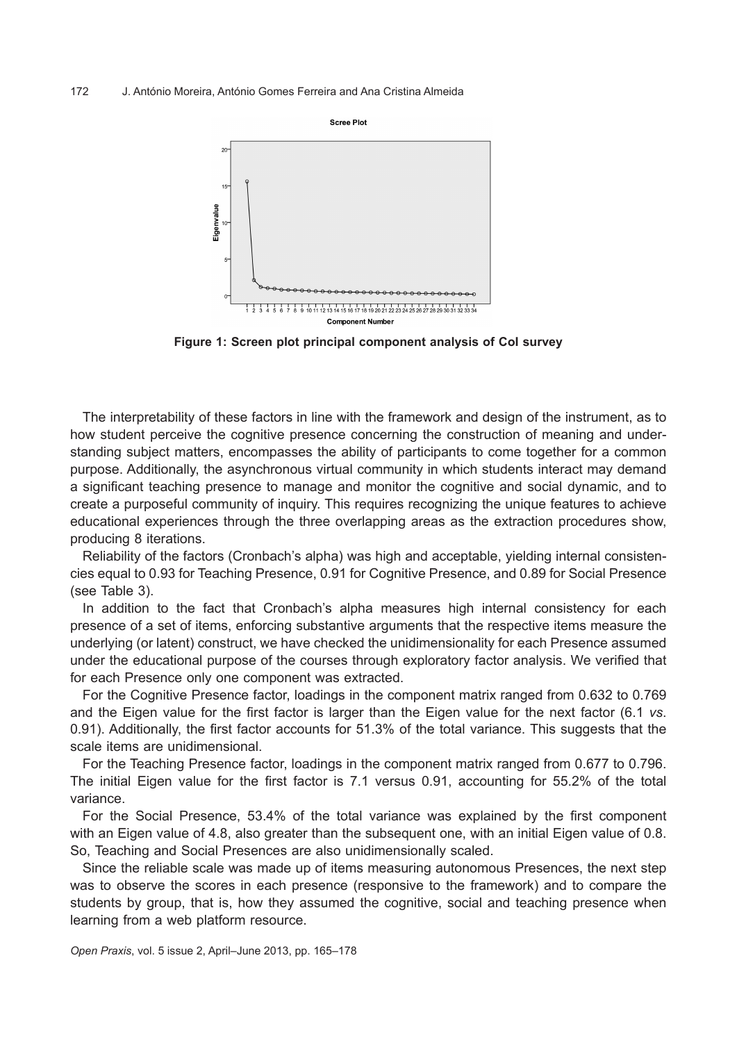**Figure 1: Screen plot principal component analysis of CoI survey**

The interpretability of these factors in line with the framework and design of the instrument, as to how student perceive the cognitive presence concerning the construction of meaning and understanding subject matters, encompasses the ability of participants to come together for a common purpose. Additionally, the asynchronous virtual community in which students interact may demand a significant teaching presence to manage and monitor the cognitive and social dynamic, and to create a purposeful community of inquiry. This requires recognizing the unique features to achieve educational experiences through the three overlapping areas as the extraction procedures show, producing 8 iterations.

Reliability of the factors (Cronbach's alpha) was high and acceptable, yielding internal consistencies equal to 0.93 for Teaching Presence, 0.91 for Cognitive Presence, and 0.89 for Social Presence (see Table 3).

In addition to the fact that Cronbach's alpha measures high internal consistency for each presence of a set of items, enforcing substantive arguments that the respective items measure the underlying (or latent) construct, we have checked the unidimensionality for each Presence assumed under the educational purpose of the courses through exploratory factor analysis. We verified that for each Presence only one component was extracted.

For the Cognitive Presence factor, loadings in the component matrix ranged from 0.632 to 0.769 and the Eigen value for the first factor is larger than the Eigen value for the next factor (6.1 *vs*. 0.91). Additionally, the first factor accounts for 51.3% of the total variance. This suggests that the scale items are unidimensional.

For the Teaching Presence factor, loadings in the component matrix ranged from 0.677 to 0.796. The initial Eigen value for the first factor is 7.1 versus 0.91, accounting for 55.2% of the total variance.

For the Social Presence, 53.4% of the total variance was explained by the first component with an Eigen value of 4.8, also greater than the subsequent one, with an initial Eigen value of 0.8. So, Teaching and Social Presences are also unidimensionally scaled.

Since the reliable scale was made up of items measuring autonomous Presences, the next step was to observe the scores in each presence (responsive to the framework) and to compare the students by group, that is, how they assumed the cognitive, social and teaching presence when learning from a web platform resource.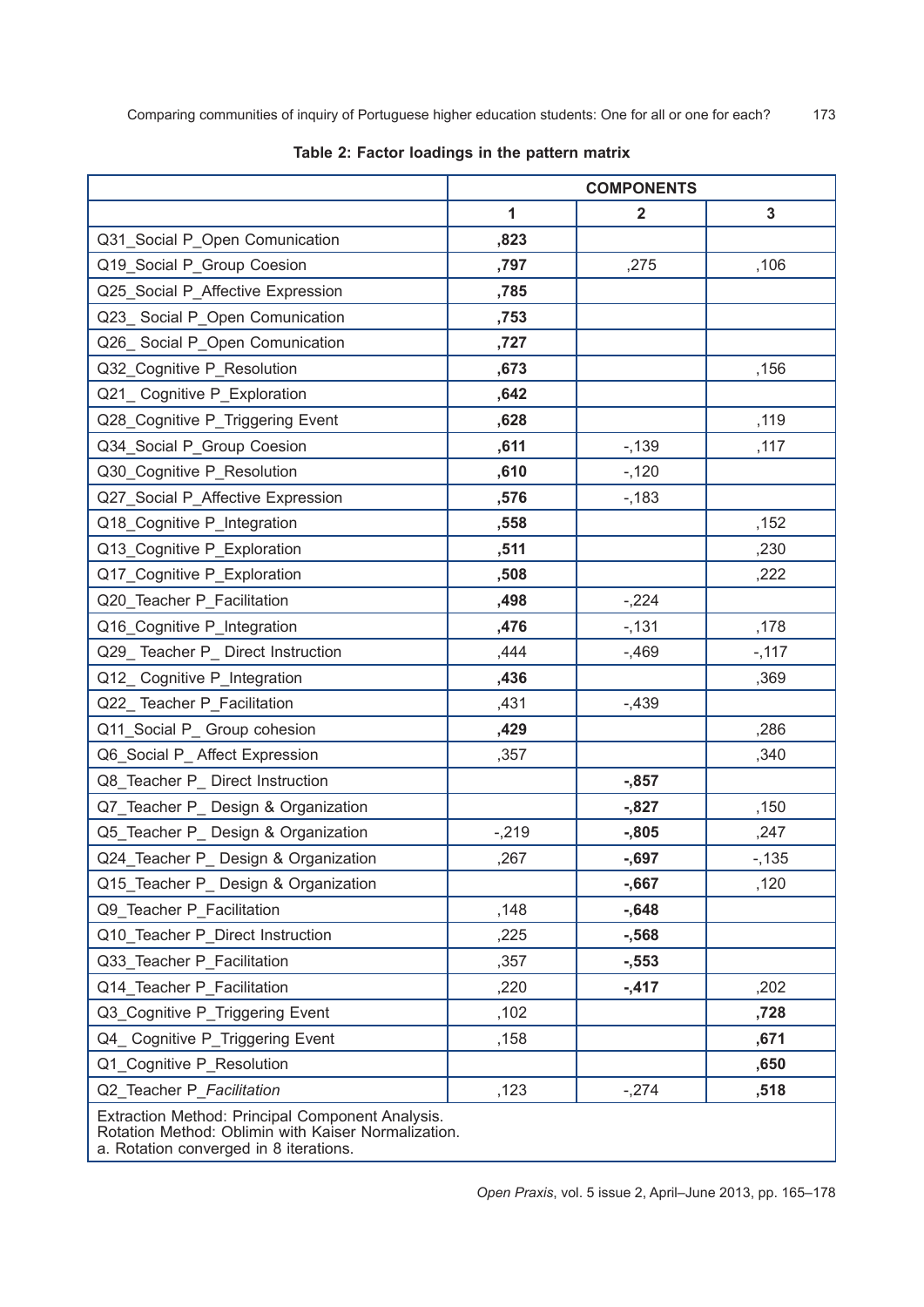**Table 2: Factor loadings in the pattern matrix**

| | COMPONENTS | | |
|---|---|---|---|
| | 1 | 2 | 3 |
| Q31_Social P_Open Comunication | **,823** | | |
| Q19_Social P_Group Coesion | **,797** | ,275 | ,106 |
| Q25_Social P_Affective Expression | **,785** | | |
| Q23_ Social P_Open Comunication | **,753** | | |
| Q26_ Social P_Open Comunication | **,727** | | |
| Q32_Cognitive P_Resolution | **,673** | | ,156 |
| Q21_ Cognitive P_Exploration | **,642** | | |
| Q28_Cognitive P_Triggering Event | **,628** | | ,119 |
| Q34_Social P_Group Coesion | **,611** | -,139 | ,117 |
| Q30_Cognitive P_Resolution | **,610** | -,120 | |
| Q27_Social P_Affective Expression | **,576** | -,183 | |
| Q18_Cognitive P_Integration | **,558** | | ,152 |
| Q13_Cognitive P_Exploration | **,511** | | ,230 |
| Q17_Cognitive P_Exploration | **,508** | | ,222 |
| Q20_Teacher P_Facilitation | **,498** | -,224 | |
| Q16_Cognitive P_Integration | **,476** | -,131 | ,178 |
| Q29_ Teacher P_ Direct Instruction | ,444 | -,469 | -,117 |
| Q12_ Cognitive P_Integration | **,436** | | ,369 |
| Q22_ Teacher P_Facilitation | ,431 | -,439 | |
| Q11_Social P_ Group cohesion | **,429** | | ,286 |
| Q6_Social P_ Affect Expression | ,357 | | ,340 |
| Q8_Teacher P_ Direct Instruction | | **-,857** | |
| Q7_Teacher P_ Design & Organization | | **-,827** | ,150 |
| Q5_Teacher P_ Design & Organization | -,219 | **-,805** | ,247 |
| Q24_Teacher P_ Design & Organization | ,267 | **-,697** | -,135 |
| Q15_Teacher P_ Design & Organization | | **-,667** | ,120 |
| Q9_Teacher P_Facilitation | ,148 | **-,648** | |
| Q10_Teacher P_Direct Instruction | ,225 | **-,568** | |
| Q33_Teacher P_Facilitation | ,357 | **-,553** | |
| Q14_Teacher P_Facilitation | ,220 | **-,417** | ,202 |
| Q3_Cognitive P_Triggering Event | ,102 | | **,728** |
| Q4_ Cognitive P_Triggering Event | ,158 | | **,671** |
| Q1_Cognitive P_Resolution | | | **,650** |
| Q2_Teacher P_*Facilitation* | ,123 | -,274 | **,518** |

Extraction Method: Principal Component Analysis.
Rotation Method: Oblimin with Kaiser Normalization.
a. Rotation converged in 8 iterations.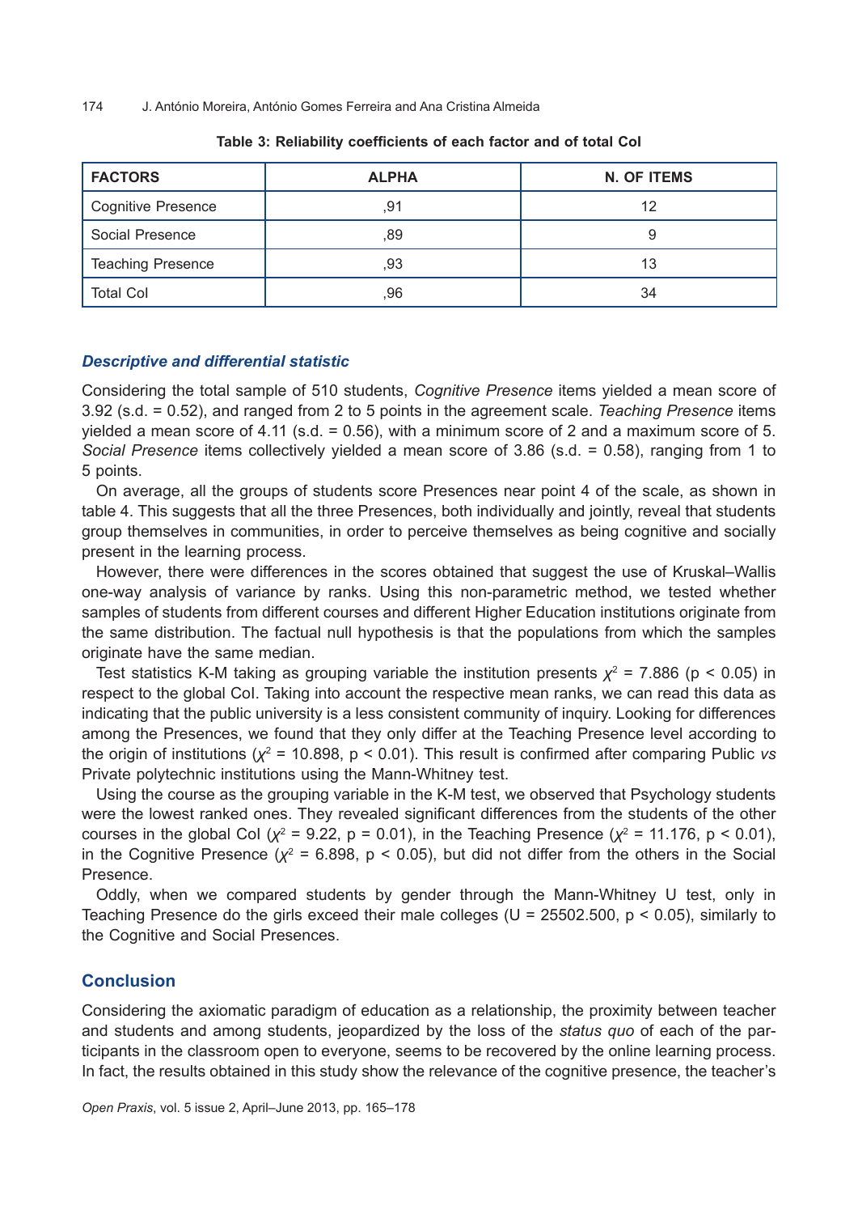**Table 3: Reliability coefficients of each factor and of total CoI**

| FACTORS | ALPHA | N. OF ITEMS |
|---|---|---|
| Cognitive Presence | ,91 | 12 |
| Social Presence | ,89 | 9 |
| Teaching Presence | ,93 | 13 |
| Total CoI | ,96 | 34 |

### *Descriptive and differential statistic*

Considering the total sample of 510 students, *Cognitive Presence* items yielded a mean score of 3.92 (s.d. = 0.52), and ranged from 2 to 5 points in the agreement scale. *Teaching Presence* items yielded a mean score of 4.11 (s.d. = 0.56), with a minimum score of 2 and a maximum score of 5. *Social Presence* items collectively yielded a mean score of 3.86 (s.d. = 0.58), ranging from 1 to 5 points.

On average, all the groups of students score Presences near point 4 of the scale, as shown in table 4. This suggests that all the three Presences, both individually and jointly, reveal that students group themselves in communities, in order to perceive themselves as being cognitive and socially present in the learning process.

However, there were differences in the scores obtained that suggest the use of Kruskal–Wallis one-way analysis of variance by ranks. Using this non-parametric method, we tested whether samples of students from different courses and different Higher Education institutions originate from the same distribution. The factual null hypothesis is that the populations from which the samples originate have the same median.

Test statistics K-M taking as grouping variable the institution presents $\chi^2 = 7.886$ ($p < 0.05$) in respect to the global CoI. Taking into account the respective mean ranks, we can read this data as indicating that the public university is a less consistent community of inquiry. Looking for differences among the Presences, we found that they only differ at the Teaching Presence level according to the origin of institutions ($\chi^2 = 10.898$, $p < 0.01$). This result is confirmed after comparing Public *vs* Private polytechnic institutions using the Mann-Whitney test.

Using the course as the grouping variable in the K-M test, we observed that Psychology students were the lowest ranked ones. They revealed significant differences from the students of the other courses in the global CoI ($\chi^2 = 9.22$, $p = 0.01$), in the Teaching Presence ($\chi^2 = 11.176$, $p < 0.01$), in the Cognitive Presence ($\chi^2 = 6.898$, $p < 0.05$), but did not differ from the others in the Social Presence.

Oddly, when we compared students by gender through the Mann-Whitney U test, only in Teaching Presence do the girls exceed their male colleges ($U = 25502.500$, $p < 0.05$), similarly to the Cognitive and Social Presences.

## Conclusion

Considering the axiomatic paradigm of education as a relationship, the proximity between teacher and students and among students, jeopardized by the loss of the *status quo* of each of the participants in the classroom open to everyone, seems to be recovered by the online learning process. In fact, the results obtained in this study show the relevance of the cognitive presence, the teacher's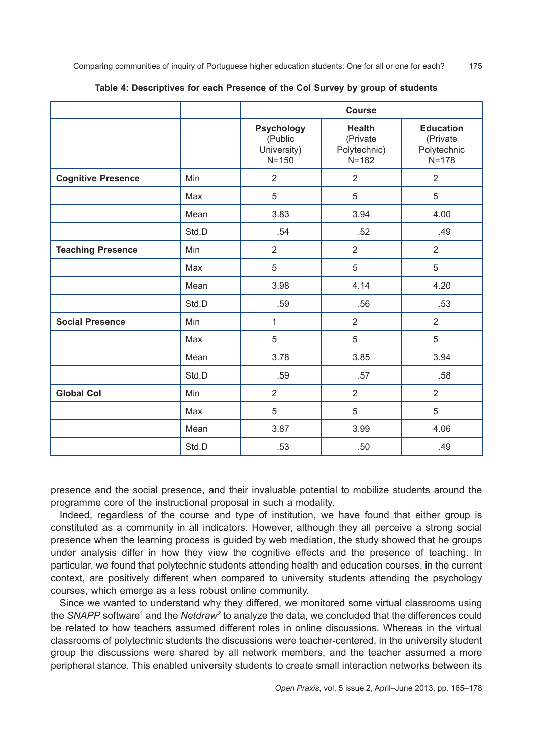**Table 4: Descriptives for each Presence of the CoI Survey by group of students**

| | | Course | | |
|---|---|---|---|---|
| | | **Psychology** (Public University) N=150 | **Health** (Private Polytechnic) N=182 | **Education** (Private Polytechnic N=178 |
| **Cognitive Presence** | Min | 2 | 2 | 2 |
| | Max | 5 | 5 | 5 |
| | Mean | 3.83 | 3.94 | 4.00 |
| | Std.D | .54 | .52 | .49 |
| **Teaching Presence** | Min | 2 | 2 | 2 |
| | Max | 5 | 5 | 5 |
| | Mean | 3.98 | 4.14 | 4.20 |
| | Std.D | .59 | .56 | .53 |
| **Social Presence** | Min | 1 | 2 | 2 |
| | Max | 5 | 5 | 5 |
| | Mean | 3.78 | 3.85 | 3.94 |
| | Std.D | .59 | .57 | .58 |
| **Global CoI** | Min | 2 | 2 | 2 |
| | Max | 5 | 5 | 5 |
| | Mean | 3.87 | 3.99 | 4.06 |
| | Std.D | .53 | .50 | .49 |

presence and the social presence, and their invaluable potential to mobilize students around the programme core of the instructional proposal in such a modality.

Indeed, regardless of the course and type of institution, we have found that either group is constituted as a community in all indicators. However, although they all perceive a strong social presence when the learning process is guided by web mediation, the study showed that he groups under analysis differ in how they view the cognitive effects and the presence of teaching. In particular, we found that polytechnic students attending health and education courses, in the current context, are positively different when compared to university students attending the psychology courses, which emerge as a less robust online community.

Since we wanted to understand why they differed, we monitored some virtual classrooms using the *SNAPP* software[1] and the *Netdraw*[2] to analyze the data, we concluded that the differences could be related to how teachers assumed different roles in online discussions. Whereas in the virtual classrooms of polytechnic students the discussions were teacher-centered, in the university student group the discussions were shared by all network members, and the teacher assumed a more peripheral stance. This enabled university students to create small interaction networks between its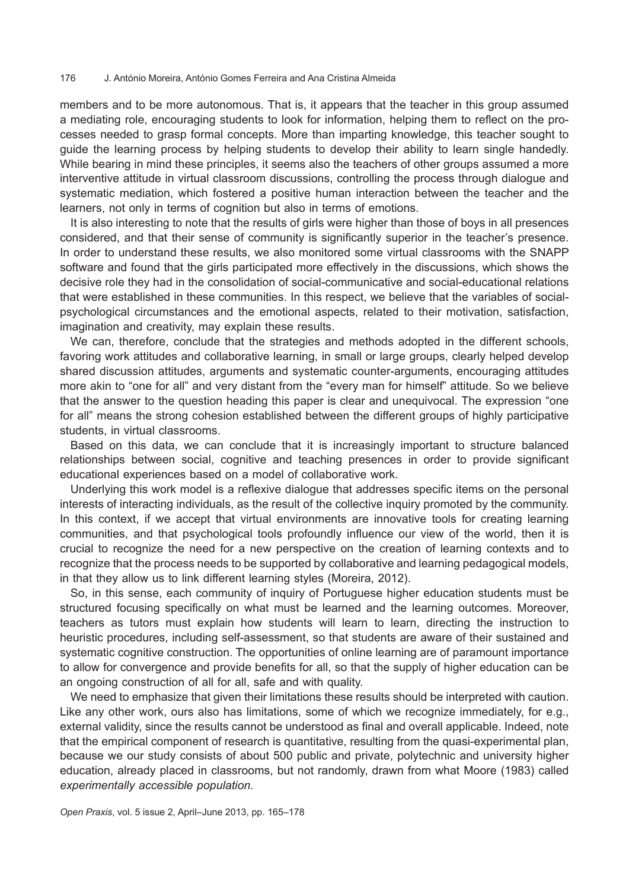members and to be more autonomous. That is, it appears that the teacher in this group assumed a mediating role, encouraging students to look for information, helping them to reflect on the processes needed to grasp formal concepts. More than imparting knowledge, this teacher sought to guide the learning process by helping students to develop their ability to learn single handedly. While bearing in mind these principles, it seems also the teachers of other groups assumed a more interventive attitude in virtual classroom discussions, controlling the process through dialogue and systematic mediation, which fostered a positive human interaction between the teacher and the learners, not only in terms of cognition but also in terms of emotions.

It is also interesting to note that the results of girls were higher than those of boys in all presences considered, and that their sense of community is significantly superior in the teacher's presence. In order to understand these results, we also monitored some virtual classrooms with the SNAPP software and found that the girls participated more effectively in the discussions, which shows the decisive role they had in the consolidation of social-communicative and social-educational relations that were established in these communities. In this respect, we believe that the variables of social-psychological circumstances and the emotional aspects, related to their motivation, satisfaction, imagination and creativity, may explain these results.

We can, therefore, conclude that the strategies and methods adopted in the different schools, favoring work attitudes and collaborative learning, in small or large groups, clearly helped develop shared discussion attitudes, arguments and systematic counter-arguments, encouraging attitudes more akin to "one for all" and very distant from the "every man for himself" attitude. So we believe that the answer to the question heading this paper is clear and unequivocal. The expression "one for all" means the strong cohesion established between the different groups of highly participative students, in virtual classrooms.

Based on this data, we can conclude that it is increasingly important to structure balanced relationships between social, cognitive and teaching presences in order to provide significant educational experiences based on a model of collaborative work.

Underlying this work model is a reflexive dialogue that addresses specific items on the personal interests of interacting individuals, as the result of the collective inquiry promoted by the community. In this context, if we accept that virtual environments are innovative tools for creating learning communities, and that psychological tools profoundly influence our view of the world, then it is crucial to recognize the need for a new perspective on the creation of learning contexts and to recognize that the process needs to be supported by collaborative and learning pedagogical models, in that they allow us to link different learning styles (Moreira, 2012).

So, in this sense, each community of inquiry of Portuguese higher education students must be structured focusing specifically on what must be learned and the learning outcomes. Moreover, teachers as tutors must explain how students will learn to learn, directing the instruction to heuristic procedures, including self-assessment, so that students are aware of their sustained and systematic cognitive construction. The opportunities of online learning are of paramount importance to allow for convergence and provide benefits for all, so that the supply of higher education can be an ongoing construction of all for all, safe and with quality.

We need to emphasize that given their limitations these results should be interpreted with caution. Like any other work, ours also has limitations, some of which we recognize immediately, for e.g., external validity, since the results cannot be understood as final and overall applicable. Indeed, note that the empirical component of research is quantitative, resulting from the quasi-experimental plan, because we our study consists of about 500 public and private, polytechnic and university higher education, already placed in classrooms, but not randomly, drawn from what Moore (1983) called *experimentally accessible population.*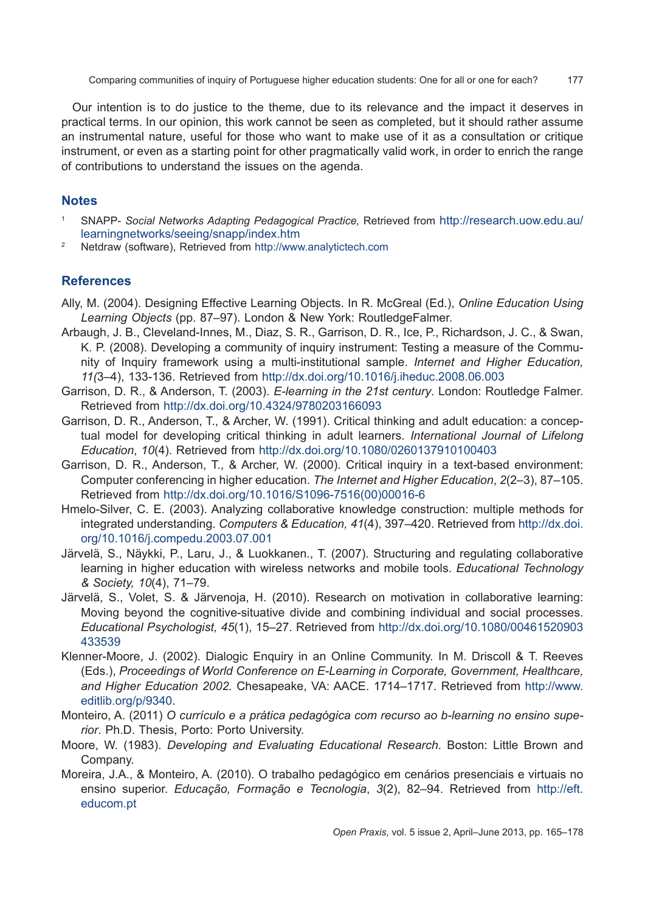Our intention is to do justice to the theme, due to its relevance and the impact it deserves in practical terms. In our opinion, this work cannot be seen as completed, but it should rather assume an instrumental nature, useful for those who want to make use of it as a consultation or critique instrument, or even as a starting point for other pragmatically valid work, in order to enrich the range of contributions to understand the issues on the agenda.

## Notes

[1] SNAPP- *Social Networks Adapting Pedagogical Practice,* Retrieved from http://research.uow.edu.au/learningnetworks/seeing/snapp/index.htm

[2] Netdraw (software), Retrieved from http://www.analytictech.com

## References

Ally, M. (2004). Designing Effective Learning Objects. In R. McGreal (Ed.), *Online Education Using Learning Objects* (pp. 87–97). London & New York: RoutledgeFalmer.

Arbaugh, J. B., Cleveland-Innes, M., Diaz, S. R., Garrison, D. R., Ice, P., Richardson, J. C., & Swan, K. P. (2008). Developing a community of inquiry instrument: Testing a measure of the Community of Inquiry framework using a multi-institutional sample. *Internet and Higher Education, 11(*3–4), 133-136. Retrieved from http://dx.doi.org/10.1016/j.iheduc.2008.06.003

Garrison, D. R., & Anderson, T. (2003). *E-learning in the 21st century*. London: Routledge Falmer. Retrieved from http://dx.doi.org/10.4324/9780203166093

Garrison, D. R., Anderson, T., & Archer, W. (1991). Critical thinking and adult education: a conceptual model for developing critical thinking in adult learners. *International Journal of Lifelong Education*, *10*(4). Retrieved from http://dx.doi.org/10.1080/0260137910100403

Garrison, D. R., Anderson, T., & Archer, W. (2000). Critical inquiry in a text-based environment: Computer conferencing in higher education. *The Internet and Higher Education*, *2*(2–3), 87–105. Retrieved from http://dx.doi.org/10.1016/S1096-7516(00)00016-6

Hmelo-Silver, C. E. (2003). Analyzing collaborative knowledge construction: multiple methods for integrated understanding. *Computers & Education, 41*(4), 397–420. Retrieved from http://dx.doi.org/10.1016/j.compedu.2003.07.001

Järvelä, S., Näykki, P., Laru, J., & Luokkanen., T. (2007). Structuring and regulating collaborative learning in higher education with wireless networks and mobile tools. *Educational Technology & Society, 10*(4), 71–79.

Järvelä, S., Volet, S. & Järvenoja, H. (2010). Research on motivation in collaborative learning: Moving beyond the cognitive-situative divide and combining individual and social processes. *Educational Psychologist, 45*(1), 15–27. Retrieved from http://dx.doi.org/10.1080/00461520903433539

Klenner-Moore, J. (2002). Dialogic Enquiry in an Online Community. In M. Driscoll & T. Reeves (Eds.), *Proceedings of World Conference on E-Learning in Corporate, Government, Healthcare, and Higher Education 2002.* Chesapeake, VA: AACE. 1714–1717. Retrieved from http://www.editlib.org/p/9340.

Monteiro, A. (2011) *O currículo e a prática pedagógica com recurso ao b-learning no ensino superior*. Ph.D. Thesis, Porto: Porto University.

Moore, W. (1983). *Developing and Evaluating Educational Research*. Boston: Little Brown and Company.

Moreira, J.A., & Monteiro, A. (2010). O trabalho pedagógico em cenários presenciais e virtuais no ensino superior. *Educação, Formação e Tecnologia*, *3*(2), 82–94. Retrieved from http://eft.educom.pt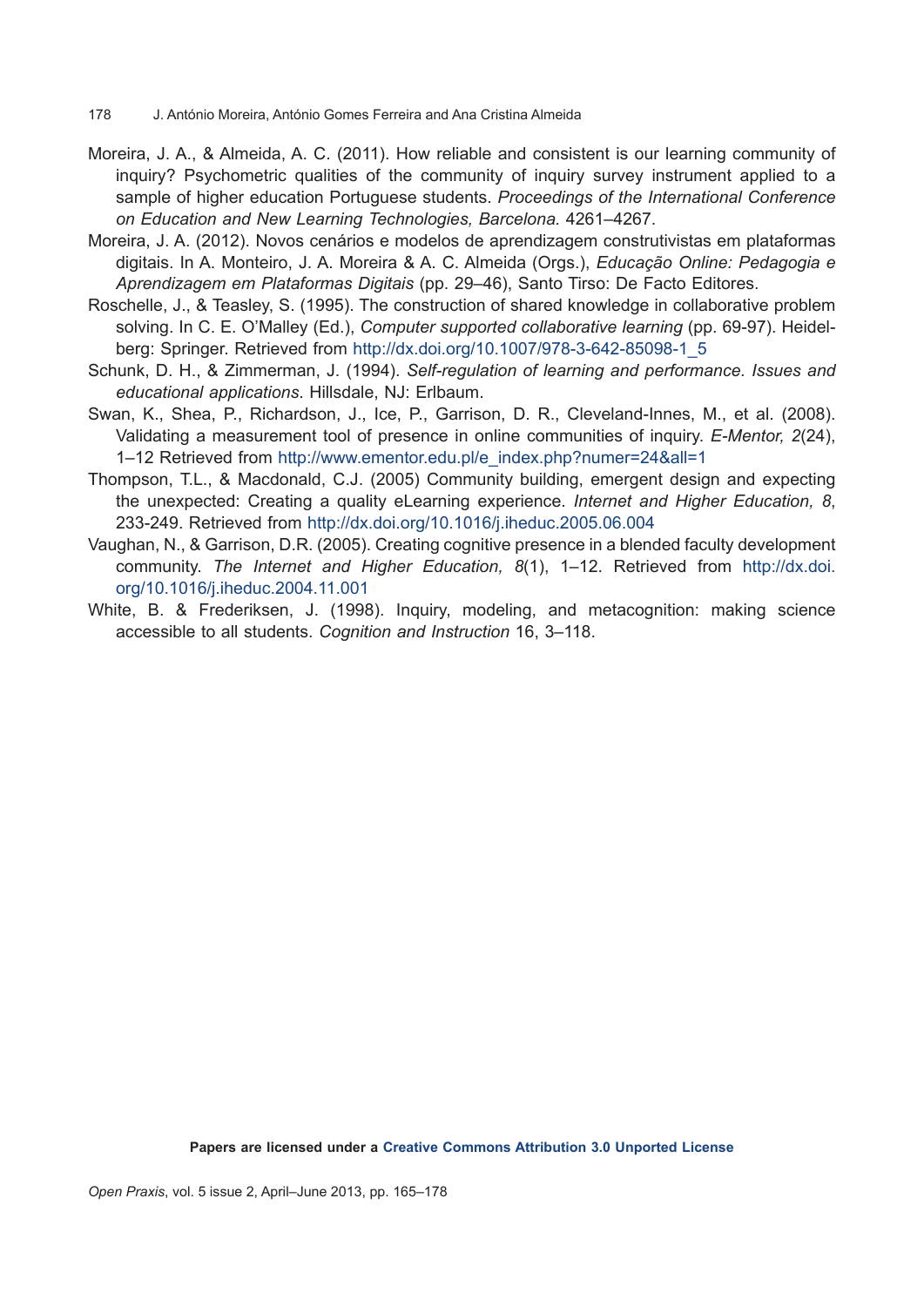Moreira, J. A., & Almeida, A. C. (2011). How reliable and consistent is our learning community of inquiry? Psychometric qualities of the community of inquiry survey instrument applied to a sample of higher education Portuguese students. *Proceedings of the International Conference on Education and New Learning Technologies, Barcelona.* 4261–4267.

Moreira, J. A. (2012). Novos cenários e modelos de aprendizagem construtivistas em plataformas digitais. In A. Monteiro, J. A. Moreira & A. C. Almeida (Orgs.), *Educação Online: Pedagogia e Aprendizagem em Plataformas Digitais* (pp. 29–46), Santo Tirso: De Facto Editores.

Roschelle, J., & Teasley, S. (1995). The construction of shared knowledge in collaborative problem solving. In C. E. O'Malley (Ed.), *Computer supported collaborative learning* (pp. 69-97). Heidelberg: Springer. Retrieved from http://dx.doi.org/10.1007/978-3-642-85098-1_5

Schunk, D. H., & Zimmerman, J. (1994). *Self-regulation of learning and performance. Issues and educational applications*. Hillsdale, NJ: Erlbaum.

Swan, K., Shea, P., Richardson, J., Ice, P., Garrison, D. R., Cleveland-Innes, M., et al. (2008). Validating a measurement tool of presence in online communities of inquiry. *E-Mentor, 2*(24), 1–12 Retrieved from http://www.ementor.edu.pl/e_index.php?numer=24&all=1

Thompson, T.L., & Macdonald, C.J. (2005) Community building, emergent design and expecting the unexpected: Creating a quality eLearning experience. *Internet and Higher Education, 8*, 233-249. Retrieved from http://dx.doi.org/10.1016/j.iheduc.2005.06.004

Vaughan, N., & Garrison, D.R. (2005). Creating cognitive presence in a blended faculty development community. *The Internet and Higher Education, 8*(1), 1–12. Retrieved from http://dx.doi.org/10.1016/j.iheduc.2004.11.001

White, B. & Frederiksen, J. (1998). Inquiry, modeling, and metacognition: making science accessible to all students. *Cognition and Instruction* 16, 3–118.

**Papers are licensed under a Creative Commons Attribution 3.0 Unported License**